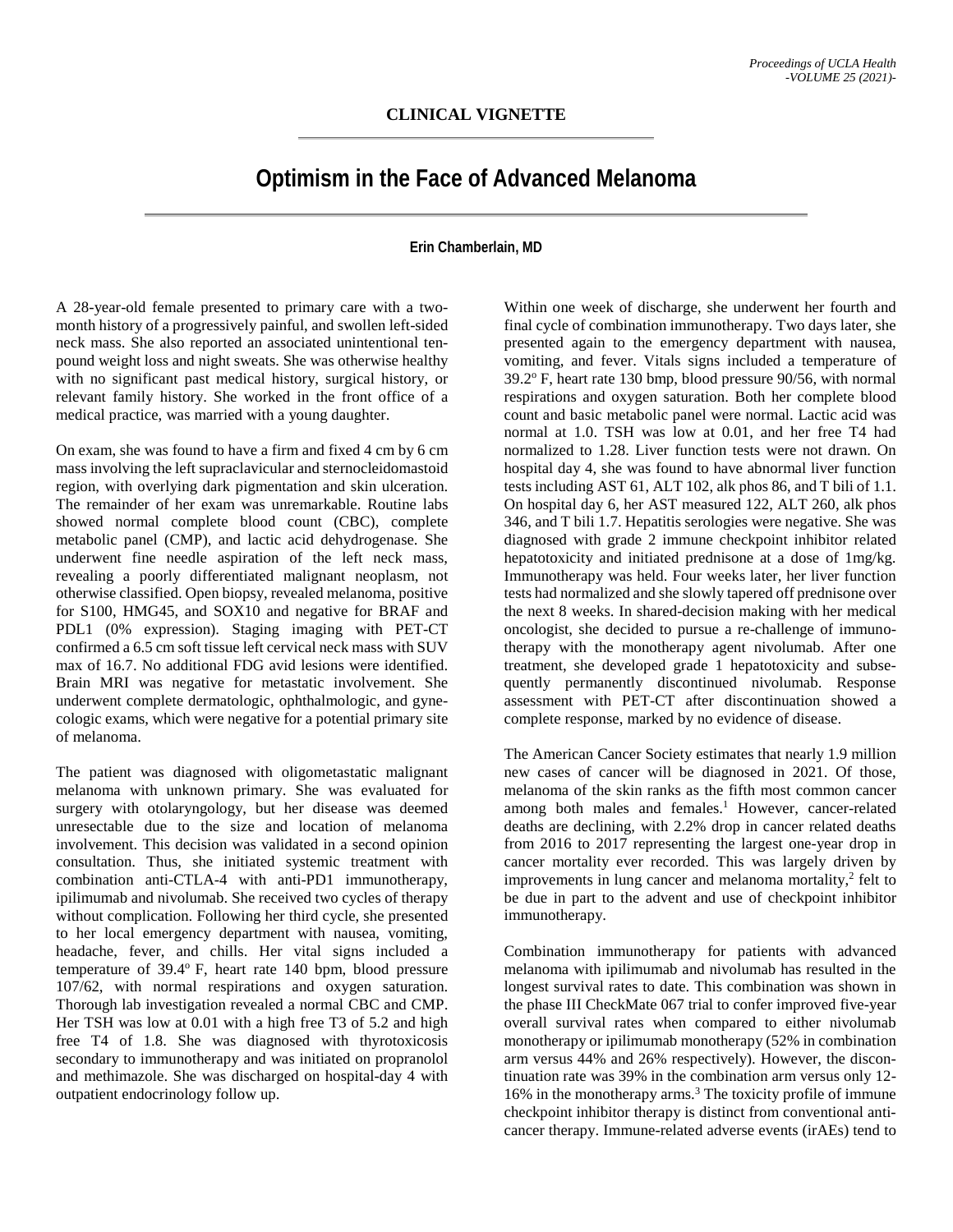**CLINICAL VIGNETTE**

# Optimism in the Face of Advanced Melanoma

**Erin Chamberlain, MD**

A 28-year-old female presented to primary care with a two-month history of a progressively painful, and swollen left-sided neck mass. She also reported an associated unintentional ten-pound weight loss and night sweats. She was otherwise healthy with no significant past medical history, surgical history, or relevant family history. She worked in the front office of a medical practice, was married with a young daughter.

On exam, she was found to have a firm and fixed 4 cm by 6 cm mass involving the left supraclavicular and sternocleidomastoid region, with overlying dark pigmentation and skin ulceration. The remainder of her exam was unremarkable. Routine labs showed normal complete blood count (CBC), complete metabolic panel (CMP), and lactic acid dehydrogenase. She underwent fine needle aspiration of the left neck mass, revealing a poorly differentiated malignant neoplasm, not otherwise classified. Open biopsy, revealed melanoma, positive for S100, HMG45, and SOX10 and negative for BRAF and PDL1 (0% expression). Staging imaging with PET-CT confirmed a 6.5 cm soft tissue left cervical neck mass with SUV max of 16.7. No additional FDG avid lesions were identified. Brain MRI was negative for metastatic involvement. She underwent complete dermatologic, ophthalmologic, and gynecologic exams, which were negative for a potential primary site of melanoma.

The patient was diagnosed with oligometastatic malignant melanoma with unknown primary. She was evaluated for surgery with otolaryngology, but her disease was deemed unresectable due to the size and location of melanoma involvement. This decision was validated in a second opinion consultation. Thus, she initiated systemic treatment with combination anti-CTLA-4 with anti-PD1 immunotherapy, ipilimumab and nivolumab. She received two cycles of therapy without complication. Following her third cycle, she presented to her local emergency department with nausea, vomiting, headache, fever, and chills. Her vital signs included a temperature of 39.4$^{o}$ F, heart rate 140 bpm, blood pressure 107/62, with normal respirations and oxygen saturation. Thorough lab investigation revealed a normal CBC and CMP. Her TSH was low at 0.01 with a high free T3 of 5.2 and high free T4 of 1.8. She was diagnosed with thyrotoxicosis secondary to immunotherapy and was initiated on propranolol and methimazole. She was discharged on hospital-day 4 with outpatient endocrinology follow up.

Within one week of discharge, she underwent her fourth and final cycle of combination immunotherapy. Two days later, she presented again to the emergency department with nausea, vomiting, and fever. Vitals signs included a temperature of 39.2$^{o}$ F, heart rate 130 bmp, blood pressure 90/56, with normal respirations and oxygen saturation. Both her complete blood count and basic metabolic panel were normal. Lactic acid was normal at 1.0. TSH was low at 0.01, and her free T4 had normalized to 1.28. Liver function tests were not drawn. On hospital day 4, she was found to have abnormal liver function tests including AST 61, ALT 102, alk phos 86, and T bili of 1.1. On hospital day 6, her AST measured 122, ALT 260, alk phos 346, and T bili 1.7. Hepatitis serologies were negative. She was diagnosed with grade 2 immune checkpoint inhibitor related hepatotoxicity and initiated prednisone at a dose of 1mg/kg. Immunotherapy was held. Four weeks later, her liver function tests had normalized and she slowly tapered off prednisone over the next 8 weeks. In shared-decision making with her medical oncologist, she decided to pursue a re-challenge of immunotherapy with the monotherapy agent nivolumab. After one treatment, she developed grade 1 hepatotoxicity and subsequently permanently discontinued nivolumab. Response assessment with PET-CT after discontinuation showed a complete response, marked by no evidence of disease.

The American Cancer Society estimates that nearly 1.9 million new cases of cancer will be diagnosed in 2021. Of those, melanoma of the skin ranks as the fifth most common cancer among both males and females.[1] However, cancer-related deaths are declining, with 2.2% drop in cancer related deaths from 2016 to 2017 representing the largest one-year drop in cancer mortality ever recorded. This was largely driven by improvements in lung cancer and melanoma mortality,[2] felt to be due in part to the advent and use of checkpoint inhibitor immunotherapy.

Combination immunotherapy for patients with advanced melanoma with ipilimumab and nivolumab has resulted in the longest survival rates to date. This combination was shown in the phase III CheckMate 067 trial to confer improved five-year overall survival rates when compared to either nivolumab monotherapy or ipilimumab monotherapy (52% in combination arm versus 44% and 26% respectively). However, the discontinuation rate was 39% in the combination arm versus only 12-16% in the monotherapy arms.[3] The toxicity profile of immune checkpoint inhibitor therapy is distinct from conventional anti-cancer therapy. Immune-related adverse events (irAEs) tend to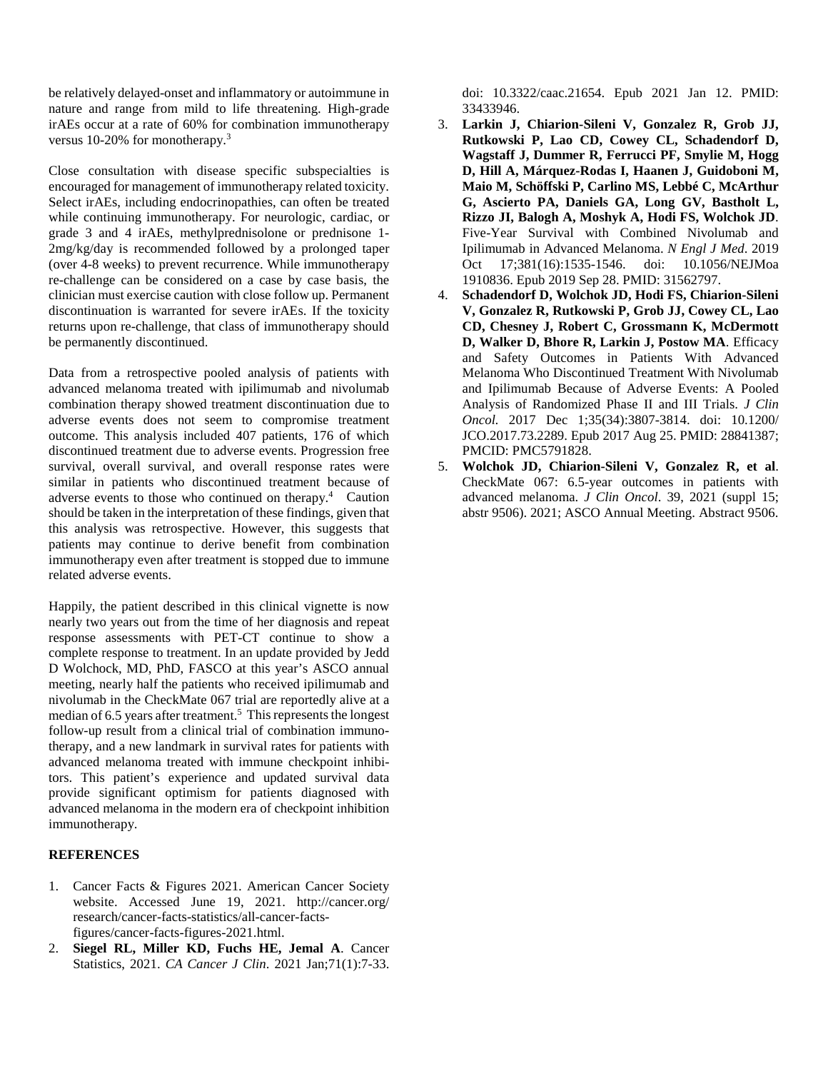be relatively delayed-onset and inflammatory or autoimmune in nature and range from mild to life threatening. High-grade irAEs occur at a rate of 60% for combination immunotherapy versus 10-20% for monotherapy.[3]

Close consultation with disease specific subspecialties is encouraged for management of immunotherapy related toxicity. Select irAEs, including endocrinopathies, can often be treated while continuing immunotherapy. For neurologic, cardiac, or grade 3 and 4 irAEs, methylprednisolone or prednisone 1-2mg/kg/day is recommended followed by a prolonged taper (over 4-8 weeks) to prevent recurrence. While immunotherapy re-challenge can be considered on a case by case basis, the clinician must exercise caution with close follow up. Permanent discontinuation is warranted for severe irAEs. If the toxicity returns upon re-challenge, that class of immunotherapy should be permanently discontinued.

Data from a retrospective pooled analysis of patients with advanced melanoma treated with ipilimumab and nivolumab combination therapy showed treatment discontinuation due to adverse events does not seem to compromise treatment outcome. This analysis included 407 patients, 176 of which discontinued treatment due to adverse events. Progression free survival, overall survival, and overall response rates were similar in patients who discontinued treatment because of adverse events to those who continued on therapy.[4] Caution should be taken in the interpretation of these findings, given that this analysis was retrospective. However, this suggests that patients may continue to derive benefit from combination immunotherapy even after treatment is stopped due to immune related adverse events.

Happily, the patient described in this clinical vignette is now nearly two years out from the time of her diagnosis and repeat response assessments with PET-CT continue to show a complete response to treatment. In an update provided by Jedd D Wolchock, MD, PhD, FASCO at this year's ASCO annual meeting, nearly half the patients who received ipilimumab and nivolumab in the CheckMate 067 trial are reportedly alive at a median of 6.5 years after treatment.[5] This represents the longest follow-up result from a clinical trial of combination immunotherapy, and a new landmark in survival rates for patients with advanced melanoma treated with immune checkpoint inhibitors. This patient's experience and updated survival data provide significant optimism for patients diagnosed with advanced melanoma in the modern era of checkpoint inhibition immunotherapy.

## REFERENCES

1. Cancer Facts & Figures 2021. American Cancer Society website. Accessed June 19, 2021. http://cancer.org/research/cancer-facts-statistics/all-cancer-facts-figures/cancer-facts-figures-2021.html.
2. **Siegel RL, Miller KD, Fuchs HE, Jemal A**. Cancer Statistics, 2021. *CA Cancer J Clin*. 2021 Jan;71(1):7-33. doi: 10.3322/caac.21654. Epub 2021 Jan 12. PMID: 33433946.
3. **Larkin J, Chiarion-Sileni V, Gonzalez R, Grob JJ, Rutkowski P, Lao CD, Cowey CL, Schadendorf D, Wagstaff J, Dummer R, Ferrucci PF, Smylie M, Hogg D, Hill A, Márquez-Rodas I, Haanen J, Guidoboni M, Maio M, Schöffski P, Carlino MS, Lebbé C, McArthur G, Ascierto PA, Daniels GA, Long GV, Bastholt L, Rizzo JI, Balogh A, Moshyk A, Hodi FS, Wolchok JD**. Five-Year Survival with Combined Nivolumab and Ipilimumab in Advanced Melanoma. *N Engl J Med*. 2019 Oct 17;381(16):1535-1546. doi: 10.1056/NEJMoa1910836. Epub 2019 Sep 28. PMID: 31562797.
4. **Schadendorf D, Wolchok JD, Hodi FS, Chiarion-Sileni V, Gonzalez R, Rutkowski P, Grob JJ, Cowey CL, Lao CD, Chesney J, Robert C, Grossmann K, McDermott D, Walker D, Bhore R, Larkin J, Postow MA**. Efficacy and Safety Outcomes in Patients With Advanced Melanoma Who Discontinued Treatment With Nivolumab and Ipilimumab Because of Adverse Events: A Pooled Analysis of Randomized Phase II and III Trials. *J Clin Oncol.* 2017 Dec 1;35(34):3807-3814. doi: 10.1200/JCO.2017.73.2289. Epub 2017 Aug 25. PMID: 28841387; PMCID: PMC5791828.
5. **Wolchok JD, Chiarion-Sileni V, Gonzalez R, et al**. CheckMate 067: 6.5-year outcomes in patients with advanced melanoma. *J Clin Oncol*. 39, 2021 (suppl 15; abstr 9506). 2021; ASCO Annual Meeting. Abstract 9506.